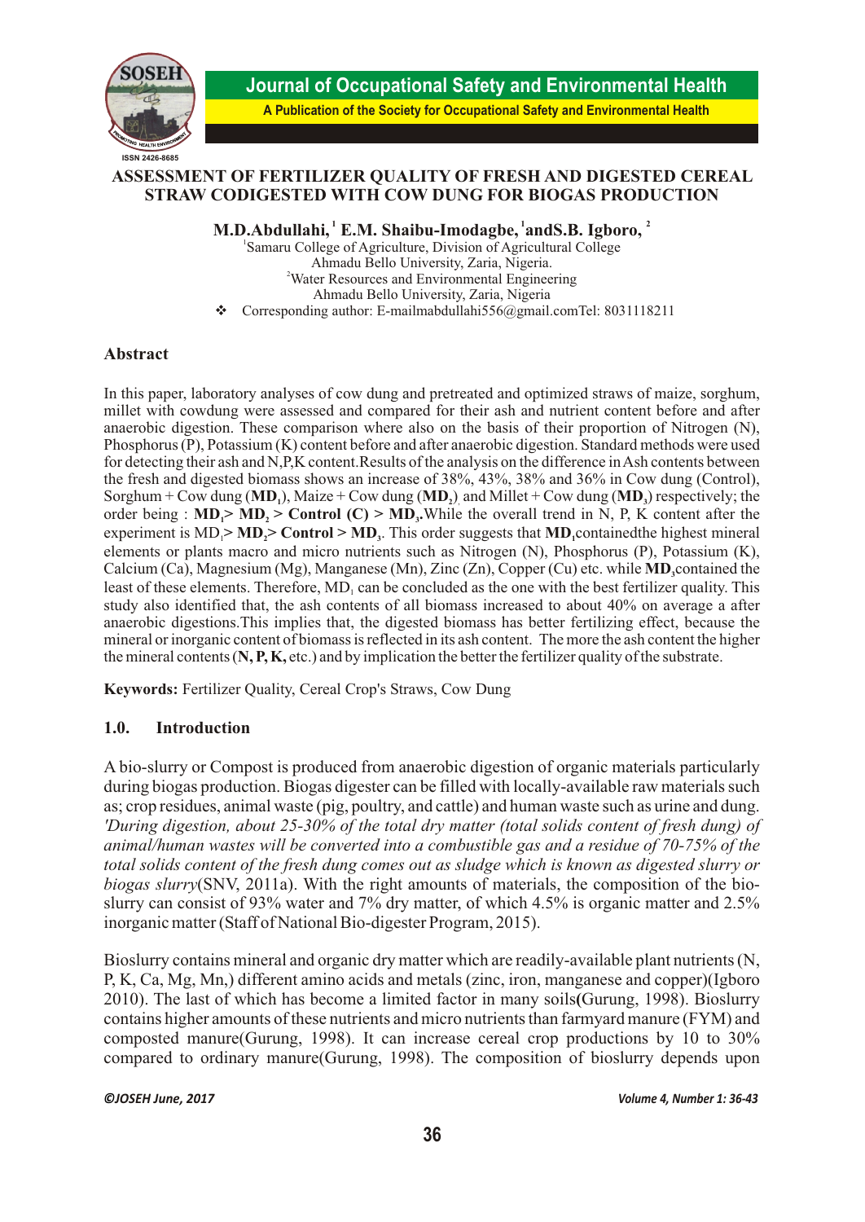# ASSESSMENT OF FERTILIZER QUALITY OF FRESH AND DIGESTED CEREAL STRAW CODIGESTED WITH COW DUNG FOR BIOGAS PRODUCTION

**M.D.Abdullahi,[1] E.M. Shaibu-Imodagbe,[1] and S.B. Igboro,[2]**

[1]Samaru College of Agriculture, Division of Agricultural College
Ahmadu Bello University, Zaria, Nigeria.
[2]Water Resources and Environmental Engineering
Ahmadu Bello University, Zaria, Nigeria

❖ Corresponding author: E-mailmabdullahi556@gmail.com Tel: 8031118211

## Abstract

In this paper, laboratory analyses of cow dung and pretreated and optimized straws of maize, sorghum, millet with cowdung were assessed and compared for their ash and nutrient content before and after anaerobic digestion. These comparison where also on the basis of their proportion of Nitrogen (N), Phosphorus (P), Potassium (K) content before and after anaerobic digestion. Standard methods were used for detecting their ash and N,P,K content. Results of the analysis on the difference in Ash contents between the fresh and digested biomass shows an increase of 38%, 43%, 38% and 36% in Cow dung (Control), Sorghum + Cow dung (**$MD_1$**), Maize + Cow dung (**$MD_2$**) and Millet + Cow dung (**$MD_3$**) respectively; the order being : **$MD_1$ > $MD_2$ > Control (C) > $MD_3$.** While the overall trend in N, P, K content after the experiment is $MD_1$ **> $MD_2$ > Control > $MD_3$**. This order suggests that **$MD_1$** contained the highest mineral elements or plants macro and micro nutrients such as Nitrogen (N), Phosphorus (P), Potassium (K), Calcium (Ca), Magnesium (Mg), Manganese (Mn), Zinc (Zn), Copper (Cu) etc. while **$MD_3$** contained the least of these elements. Therefore, $MD_1$ can be concluded as the one with the best fertilizer quality. This study also identified that, the ash contents of all biomass increased to about 40% on average a after anaerobic digestions. This implies that, the digested biomass has better fertilizing effect, because the mineral or inorganic content of biomass is reflected in its ash content. The more the ash content the higher the mineral contents (**N, P, K,** etc.) and by implication the better the fertilizer quality of the substrate.

**Keywords:** Fertilizer Quality, Cereal Crop's Straws, Cow Dung

## 1.0. Introduction

A bio-slurry or Compost is produced from anaerobic digestion of organic materials particularly during biogas production. Biogas digester can be filled with locally-available raw materials such as; crop residues, animal waste (pig, poultry, and cattle) and human waste such as urine and dung. *'During digestion, about 25-30% of the total dry matter (total solids content of fresh dung) of animal/human wastes will be converted into a combustible gas and a residue of 70-75% of the total solids content of the fresh dung comes out as sludge which is known as digested slurry or biogas slurry*(SNV, 2011a). With the right amounts of materials, the composition of the bio-slurry can consist of 93% water and 7% dry matter, of which 4.5% is organic matter and 2.5% inorganic matter (Staff of National Bio-digester Program, 2015).

Bioslurry contains mineral and organic dry matter which are readily-available plant nutrients (N, P, K, Ca, Mg, Mn,) different amino acids and metals (zinc, iron, manganese and copper)(Igboro 2010). The last of which has become a limited factor in many soils(Gurung, 1998). Bioslurry contains higher amounts of these nutrients and micro nutrients than farmyard manure (FYM) and composted manure(Gurung, 1998). It can increase cereal crop productions by 10 to 30% compared to ordinary manure(Gurung, 1998). The composition of bioslurry depends upon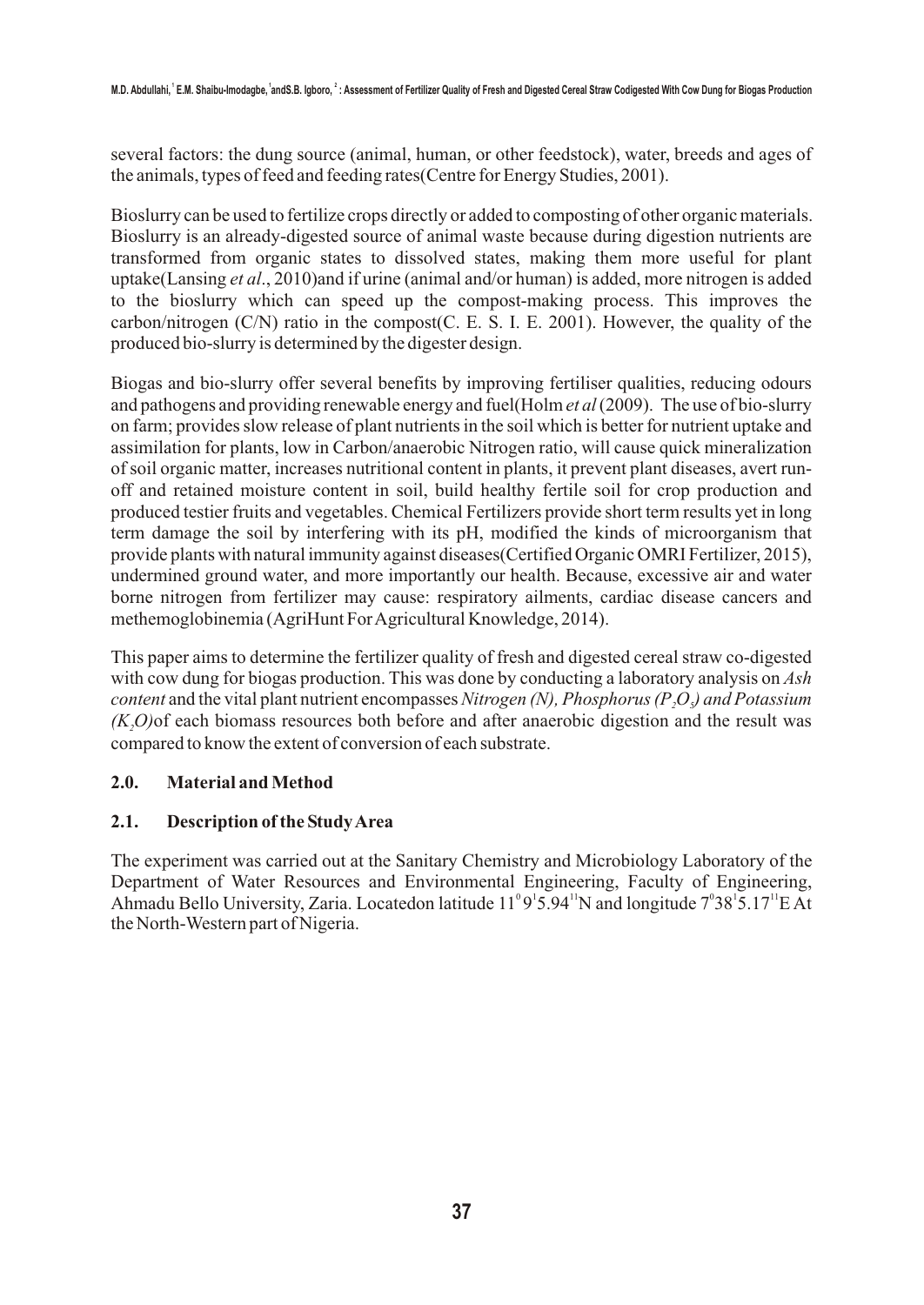several factors: the dung source (animal, human, or other feedstock), water, breeds and ages of the animals, types of feed and feeding rates(Centre for Energy Studies, 2001).

Bioslurry can be used to fertilize crops directly or added to composting of other organic materials. Bioslurry is an already-digested source of animal waste because during digestion nutrients are transformed from organic states to dissolved states, making them more useful for plant uptake(Lansing *et al*., 2010)and if urine (animal and/or human) is added, more nitrogen is added to the bioslurry which can speed up the compost-making process. This improves the carbon/nitrogen (C/N) ratio in the compost(C. E. S. I. E. 2001). However, the quality of the produced bio-slurry is determined by the digester design.

Biogas and bio-slurry offer several benefits by improving fertiliser qualities, reducing odours and pathogens and providing renewable energy and fuel(Holm *et al* (2009). The use of bio-slurry on farm; provides slow release of plant nutrients in the soil which is better for nutrient uptake and assimilation for plants, low in Carbon/anaerobic Nitrogen ratio, will cause quick mineralization of soil organic matter, increases nutritional content in plants, it prevent plant diseases, avert run-off and retained moisture content in soil, build healthy fertile soil for crop production and produced testier fruits and vegetables. Chemical Fertilizers provide short term results yet in long term damage the soil by interfering with its pH, modified the kinds of microorganism that provide plants with natural immunity against diseases(Certified Organic OMRI Fertilizer, 2015), undermined ground water, and more importantly our health. Because, excessive air and water borne nitrogen from fertilizer may cause: respiratory ailments, cardiac disease cancers and methemoglobinemia (AgriHunt For Agricultural Knowledge, 2014).

This paper aims to determine the fertilizer quality of fresh and digested cereal straw co-digested with cow dung for biogas production. This was done by conducting a laboratory analysis on *Ash content* and the vital plant nutrient encompasses *Nitrogen (N), Phosphorus ($P_2O_3$) and Potassium ($K_2O$)*of each biomass resources both before and after anaerobic digestion and the result was compared to know the extent of conversion of each substrate.

## 2.0. Material and Method

### 2.1. Description of the Study Area

The experiment was carried out at the Sanitary Chemistry and Microbiology Laboratory of the Department of Water Resources and Environmental Engineering, Faculty of Engineering, Ahmadu Bello University, Zaria. Locatedon latitude $11^0 9^1 5.94^{11}$N and longitude $7^0 38^1 5.17^{11}$E At the North-Western part of Nigeria.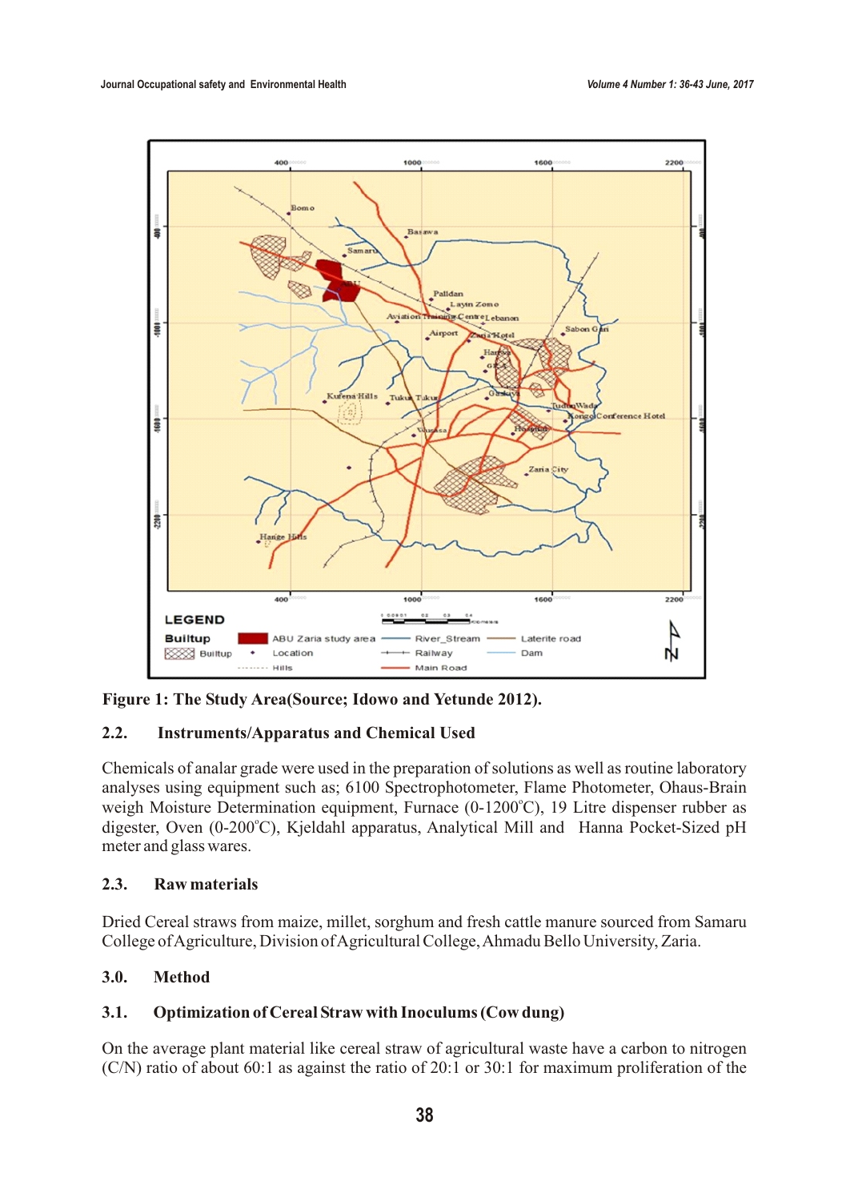**Figure 1: The Study Area(Source; Idowo and Yetunde 2012).**

### 2.2. Instruments/Apparatus and Chemical Used

Chemicals of analar grade were used in the preparation of solutions as well as routine laboratory analyses using equipment such as; 6100 Spectrophotometer, Flame Photometer, Ohaus-Brain weigh Moisture Determination equipment, Furnace (0-1200°C), 19 Litre dispenser rubber as digester, Oven (0-200°C), Kjeldahl apparatus, Analytical Mill and Hanna Pocket-Sized pH meter and glass wares.

### 2.3. Raw materials

Dried Cereal straws from maize, millet, sorghum and fresh cattle manure sourced from Samaru College of Agriculture, Division of Agricultural College, Ahmadu Bello University, Zaria.

## 3.0. Method

### 3.1. Optimization of Cereal Straw with Inoculums (Cow dung)

On the average plant material like cereal straw of agricultural waste have a carbon to nitrogen (C/N) ratio of about 60:1 as against the ratio of 20:1 or 30:1 for maximum proliferation of the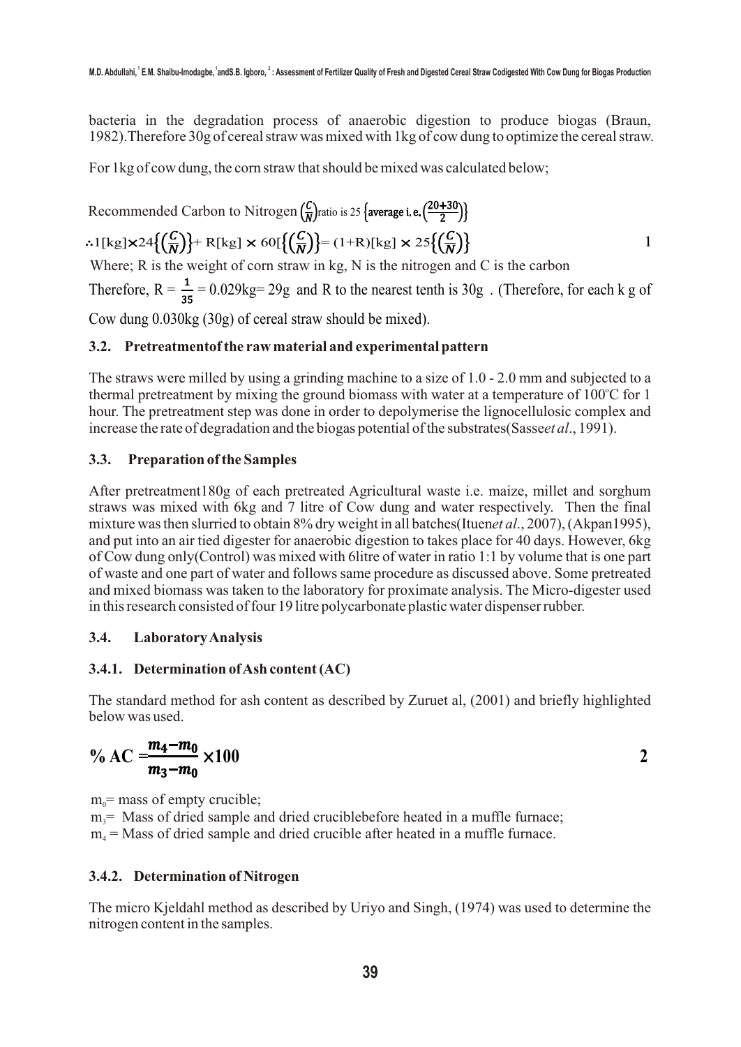bacteria in the degradation process of anaerobic digestion to produce biogas (Braun, 1982).Therefore 30g of cereal straw was mixed with 1kg of cow dung to optimize the cereal straw.

For 1kg of cow dung, the corn straw that should be mixed was calculated below;

Recommended Carbon to Nitrogen $\left(\frac{C}{N}\right)$ratio is 25 $\left\{\text{average i.e.}\left(\frac{20+30}{2}\right)\right\}$

$$\therefore 1[\text{kg}]\times 24\left\{\left(\frac{C}{N}\right)\right\} + R[\text{kg}] \times 60\left[\left\{\left(\frac{C}{N}\right)\right\}\right] = (1+R)[\text{kg}] \times 25\left\{\left(\frac{C}{N}\right)\right\} \qquad 1$$

Where; R is the weight of corn straw in kg, N is the nitrogen and C is the carbon

Therefore, $R = \frac{1}{35} = 0.029\text{kg} = 29\text{g}$ and R to the nearest tenth is 30g . (Therefore, for each k g of Cow dung 0.030kg (30g) of cereal straw should be mixed).

### 3.2. Pretreatmentof the raw material and experimental pattern

The straws were milled by using a grinding machine to a size of 1.0 - 2.0 mm and subjected to a thermal pretreatment by mixing the ground biomass with water at a temperature of 100°C for 1 hour. The pretreatment step was done in order to depolymerise the lignocellulosic complex and increase the rate of degradation and the biogas potential of the substrates(Sasse*et al*., 1991).

### 3.3. Preparation of the Samples

After pretreatment180g of each pretreated Agricultural waste i.e. maize, millet and sorghum straws was mixed with 6kg and 7 litre of Cow dung and water respectively. Then the final mixture was then slurried to obtain 8% dry weight in all batches(Ituen*et al*., 2007), (Akpan1995), and put into an air tied digester for anaerobic digestion to takes place for 40 days. However, 6kg of Cow dung only(Control) was mixed with 6litre of water in ratio 1:1 by volume that is one part of waste and one part of water and follows same procedure as discussed above. Some pretreated and mixed biomass was taken to the laboratory for proximate analysis. The Micro-digester used in this research consisted of four 19 litre polycarbonate plastic water dispenser rubber.

### 3.4. Laboratory Analysis

#### 3.4.1. Determination of Ash content (AC)

The standard method for ash content as described by Zuruet al, (2001) and briefly highlighted below was used.

$$\%\,\text{AC} = \frac{m_4 - m_0}{m_3 - m_0} \times 100 \qquad 2$$

$m_0$= mass of empty crucible;

$m_3$= Mass of dried sample and dried cruciblebefore heated in a muffle furnace;

$m_4$ = Mass of dried sample and dried crucible after heated in a muffle furnace.

#### 3.4.2. Determination of Nitrogen

The micro Kjeldahl method as described by Uriyo and Singh, (1974) was used to determine the nitrogen content in the samples.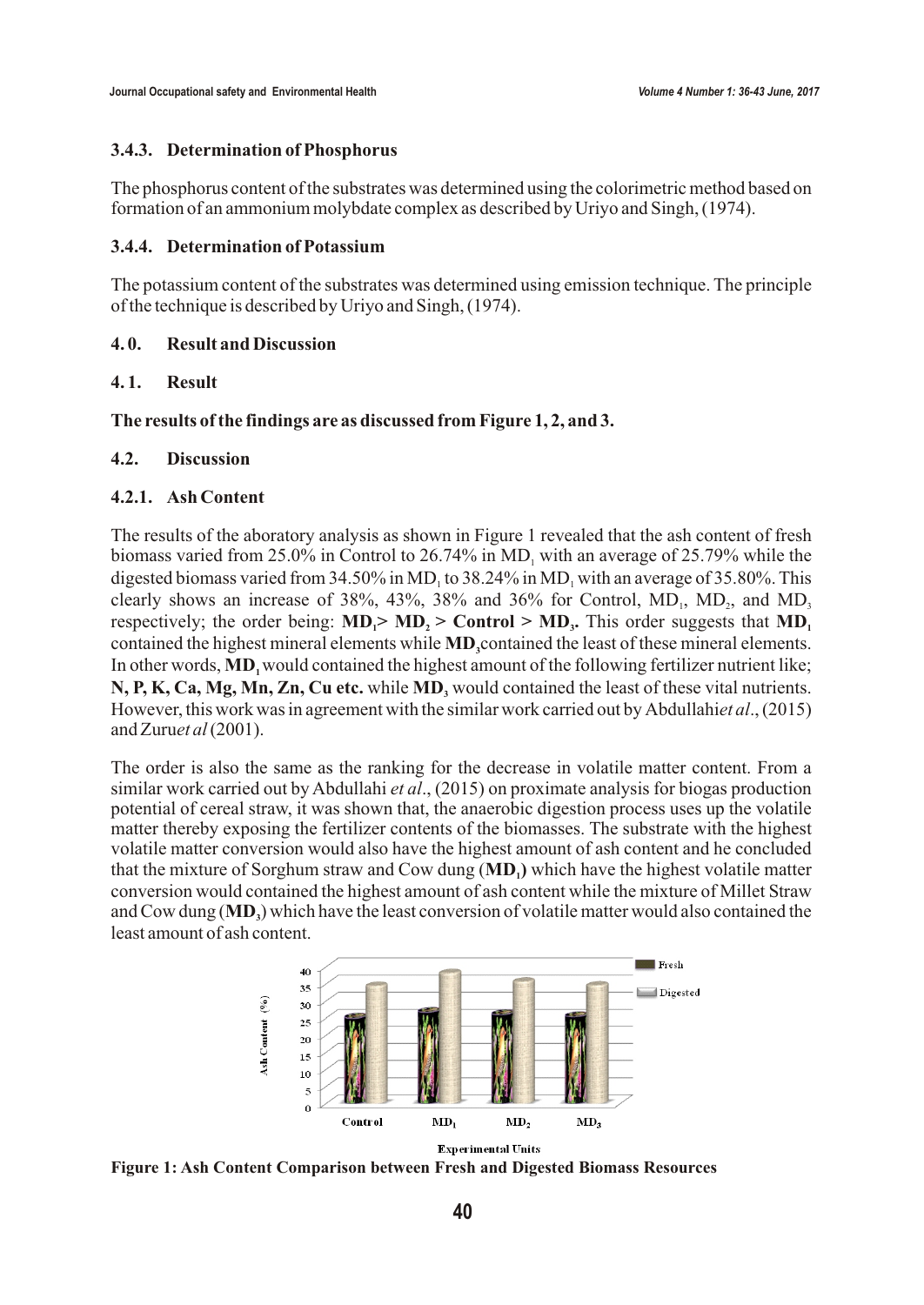### 3.4.3. Determination of Phosphorus

The phosphorus content of the substrates was determined using the colorimetric method based on formation of an ammonium molybdate complex as described by Uriyo and Singh, (1974).

### 3.4.4. Determination of Potassium

The potassium content of the substrates was determined using emission technique. The principle of the technique is described by Uriyo and Singh, (1974).

## 4. 0. Result and Discussion

### 4. 1. Result

**The results of the findings are as discussed from Figure 1, 2, and 3.**

### 4.2. Discussion

#### 4.2.1. Ash Content

The results of the aboratory analysis as shown in Figure 1 revealed that the ash content of fresh biomass varied from 25.0% in Control to 26.74% in $MD_1$ with an average of 25.79% while the digested biomass varied from 34.50% in $MD_1$ to 38.24% in $MD_1$ with an average of 35.80%. This clearly shows an increase of 38%, 43%, 38% and 36% for Control, $MD_1$, $MD_2$, and $MD_3$ respectively; the order being: **$MD_1 > MD_2 >$ Control $> MD_3$.** This order suggests that **$MD_1$** contained the highest mineral elements while **$MD_3$**contained the least of these mineral elements. In other words, **$MD_1$** would contained the highest amount of the following fertilizer nutrient like; **N, P, K, Ca, Mg, Mn, Zn, Cu etc.** while **$MD_3$** would contained the least of these vital nutrients. However, this work was in agreement with the similar work carried out by Abdullahi*et al*., (2015) and Zuru*et al* (2001).

The order is also the same as the ranking for the decrease in volatile matter content. From a similar work carried out by Abdullahi *et al*., (2015) on proximate analysis for biogas production potential of cereal straw, it was shown that, the anaerobic digestion process uses up the volatile matter thereby exposing the fertilizer contents of the biomasses. The substrate with the highest volatile matter conversion would also have the highest amount of ash content and he concluded that the mixture of Sorghum straw and Cow dung (**$MD_1$**) which have the highest volatile matter conversion would contained the highest amount of ash content while the mixture of Millet Straw and Cow dung (**$MD_3$**) which have the least conversion of volatile matter would also contained the least amount of ash content.

**Figure 1: Ash Content Comparison between Fresh and Digested Biomass Resources**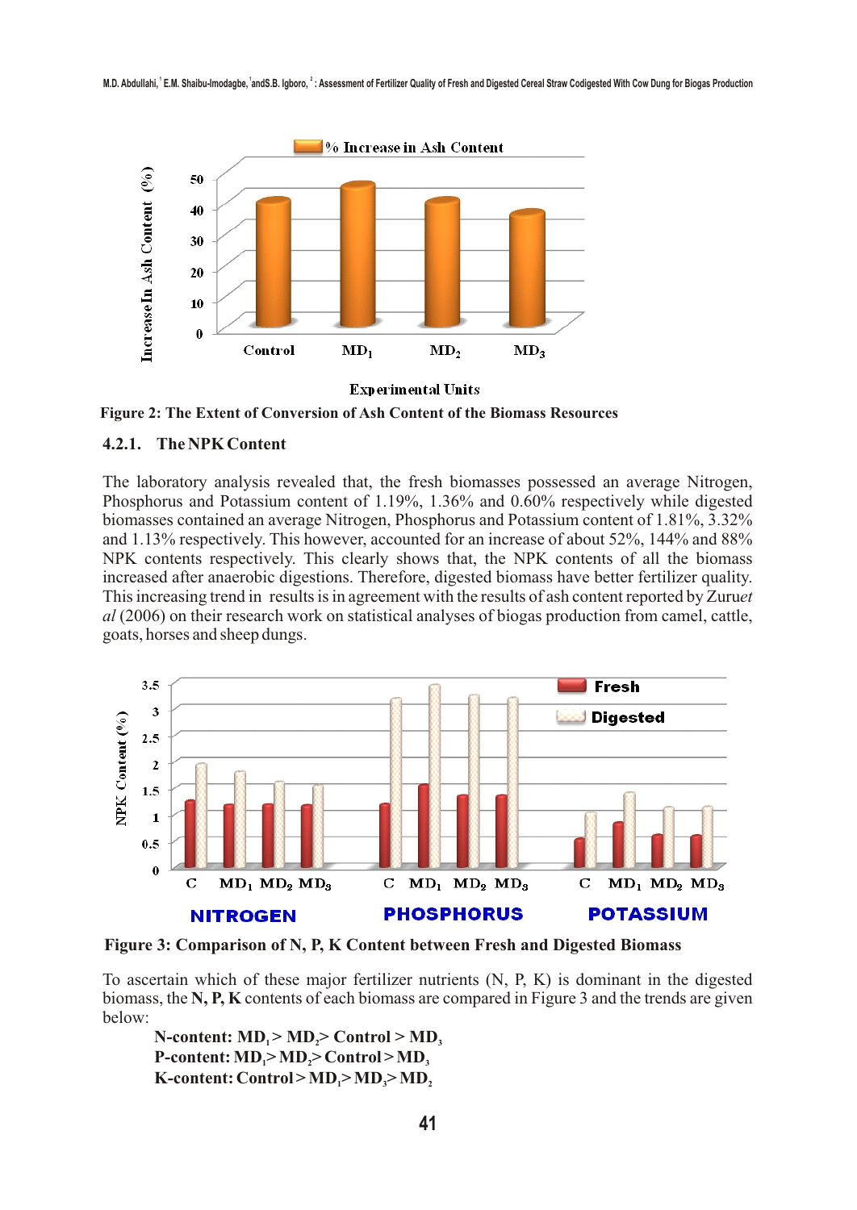Figure 2: The Extent of Conversion of Ash Content of the Biomass Resources

#### 4.2.1. The NPK Content

The laboratory analysis revealed that, the fresh biomasses possessed an average Nitrogen, Phosphorus and Potassium content of 1.19%, 1.36% and 0.60% respectively while digested biomasses contained an average Nitrogen, Phosphorus and Potassium content of 1.81%, 3.32% and 1.13% respectively. This however, accounted for an increase of about 52%, 144% and 88% NPK contents respectively. This clearly shows that, the NPK contents of all the biomass increased after anaerobic digestions. Therefore, digested biomass have better fertilizer quality. This increasing trend in results is in agreement with the results of ash content reported by Zuru*et al* (2006) on their research work on statistical analyses of biogas production from camel, cattle, goats, horses and sheep dungs.

Figure 3: Comparison of N, P, K Content between Fresh and Digested Biomass

To ascertain which of these major fertilizer nutrients (N, P, K) is dominant in the digested biomass, the **N, P, K** contents of each biomass are compared in Figure 3 and the trends are given below:

**N-content: $MD_1$ > $MD_2$ > Control > $MD_3$**
**P-content: $MD_1$ > $MD_2$ > Control > $MD_3$**
**K-content: Control > $MD_1$ > $MD_3$ > $MD_2$**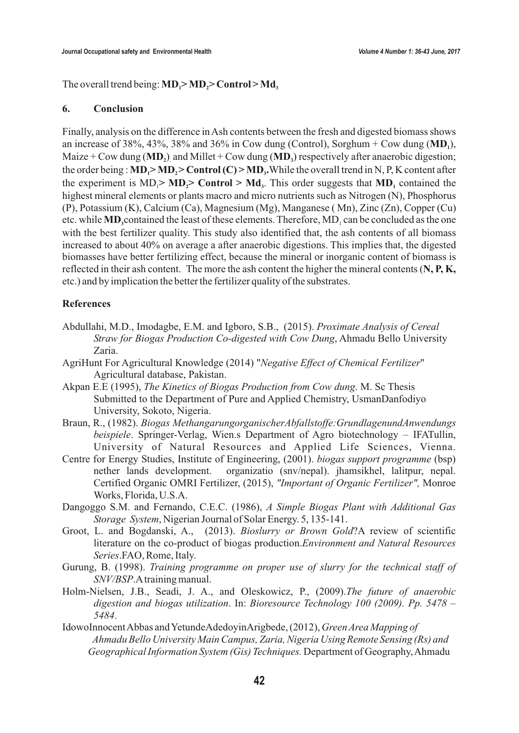The overall trend being: **$MD_1$ > $MD_2$ > Control > $Md_3$**

## 6. Conclusion

Finally, analysis on the difference in Ash contents between the fresh and digested biomass shows an increase of 38%, 43%, 38% and 36% in Cow dung (Control), Sorghum + Cow dung (**$MD_1$**), Maize + Cow dung (**$MD_2$**) and Millet + Cow dung (**$MD_3$**) respectively after anaerobic digestion; the order being : **$MD_1$ > $MD_2$ > Control (C) > $MD_3$.** While the overall trend in N, P, K content after the experiment is $MD_1$ **> $MD_2$ > Control > $Md_3$**. This order suggests that **$MD_1$** contained the highest mineral elements or plants macro and micro nutrients such as Nitrogen (N), Phosphorus (P), Potassium (K), Calcium (Ca), Magnesium (Mg), Manganese ( Mn), Zinc (Zn), Copper (Cu) etc. while **$MD_3$** contained the least of these elements. Therefore, $MD_1$ can be concluded as the one with the best fertilizer quality. This study also identified that, the ash contents of all biomass increased to about 40% on average a after anaerobic digestions. This implies that, the digested biomasses have better fertilizing effect, because the mineral or inorganic content of biomass is reflected in their ash content. The more the ash content the higher the mineral contents (**N, P, K,** etc.) and by implication the better the fertilizer quality of the substrates.

## References

Abdullahi, M.D., Imodagbe, E.M. and Igboro, S.B., (2015). *Proximate Analysis of Cereal Straw for Biogas Production Co-digested with Cow Dung*, Ahmadu Bello University Zaria.

AgriHunt For Agricultural Knowledge (2014) "*Negative Effect of Chemical Fertilizer*" Agricultural database, Pakistan.

Akpan E.E (1995), *The Kinetics of Biogas Production from Cow dung*. M. Sc Thesis Submitted to the Department of Pure and Applied Chemistry, UsmanDanfodiyo University, Sokoto, Nigeria.

Braun, R., (1982). *Biogas MethangarungorganischerAbfallstoffe:GrundlagenundAnwendungs beispiele*. Springer-Verlag, Wien.s Department of Agro biotechnology – IFATullin, University of Natural Resources and Applied Life Sciences, Vienna.

Centre for Energy Studies, Institute of Engineering, (2001). *biogas support programme* (bsp) nether lands development. organizatio (snv/nepal). jhamsikhel, lalitpur, nepal. Certified Organic OMRI Fertilizer, (2015), *"Important of Organic Fertilizer",* Monroe Works, Florida, U.S.A.

Dangoggo S.M. and Fernando, C.E.C. (1986), *A Simple Biogas Plant with Additional Gas Storage System*, Nigerian Journal of Solar Energy. 5, 135-141.

Groot, L. and Bogdanski, A., (2013). *Bioslurry or Brown Gold*?A review of scientific literature on the co-product of biogas production.*Environment and Natural Resources Series*.FAO, Rome, Italy.

Gurung, B. (1998). *Training programme on proper use of slurry for the technical staff of SNV/BSP*.A training manual.

Holm-Nielsen, J.B., Seadi, J. A., and Oleskowicz, P., (2009).*The future of anaerobic digestion and biogas utilization*. In: *Bioresource Technology 100 (2009). Pp. 5478 – 5484*.

IdowoInnocent Abbas and YetundeAdedoyinArigbede, (2012), *Green Area Mapping of Ahmadu Bello University Main Campus, Zaria, Nigeria Using Remote Sensing (Rs) and Geographical Information System (Gis) Techniques.* Department of Geography, Ahmadu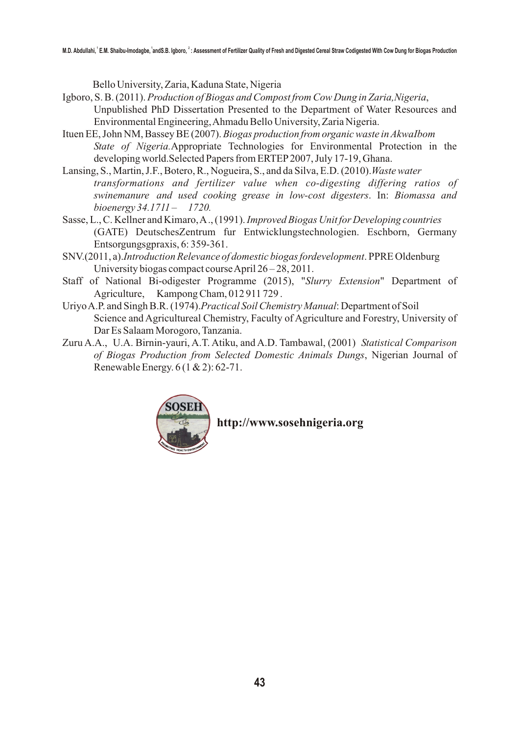Bello University, Zaria, Kaduna State, Nigeria

Igboro, S. B. (2011). *Production of Biogas and Compost from Cow Dung in Zaria,Nigeria*, Unpublished PhD Dissertation Presented to the Department of Water Resources and Environmental Engineering, Ahmadu Bello University, Zaria Nigeria.

Ituen EE, John NM, Bassey BE (2007). *Biogas production from organic waste in AkwaIbom State of Nigeria.*Appropriate Technologies for Environmental Protection in the developing world.Selected Papers from ERTEP 2007, July 17-19, Ghana.

Lansing, S., Martin, J.F., Botero, R., Nogueira, S., and da Silva, E.D. (2010).*Waste water transformations and fertilizer value when co-digesting differing ratios of swinemanure and used cooking grease in low-cost digesters*. In: *Biomassa and bioenergy 34.1711 – 1720.*

Sasse, L., C. Kellner and Kimaro, A., (1991). *Improved Biogas Unit for Developing countries* (GATE) DeutschesZentrum fur Entwicklungstechnologien. Eschborn, Germany Entsorgungsgpraxis, 6: 359-361.

SNV.(2011, a).*Introduction Relevance of domestic biogas fordevelopment*. PPRE Oldenburg University biogas compact course April 26 – 28, 2011.

Staff of National Bi-odigester Programme (2015), "*Slurry Extension*" Department of Agriculture, Kampong Cham, 012 911 729 .

Uriyo A.P. and Singh B.R. (1974).*Practical Soil Chemistry Manual*: Department of Soil Science and Agricultureal Chemistry, Faculty of Agriculture and Forestry, University of Dar Es Salaam Morogoro, Tanzania.

Zuru A.A., U.A. Birnin-yauri, A.T. Atiku, and A.D. Tambawal, (2001) *Statistical Comparison of Biogas Production from Selected Domestic Animals Dungs*, Nigerian Journal of Renewable Energy. 6 (1 & 2): 62-71.

**http://www.sosehnigeria.org**